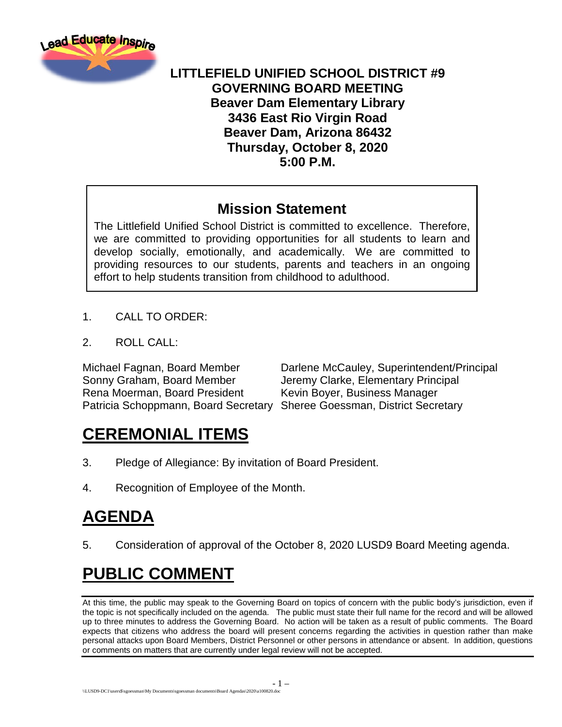# LITTLEFIELD UNIFIED SCHOOL DISTRICT #9
## GOVERNING BOARD MEETING
**Beaver Dam Elementary Library**
**3436 East Rio Virgin Road**
**Beaver Dam, Arizona 86432**
**Thursday, October 8, 2020**
**5:00 P.M.**

## Mission Statement

The Littlefield Unified School District is committed to excellence. Therefore, we are committed to providing opportunities for all students to learn and develop socially, emotionally, and academically. We are committed to providing resources to our students, parents and teachers in an ongoing effort to help students transition from childhood to adulthood.

1. CALL TO ORDER:

2. ROLL CALL:

Michael Fagnan, Board Member
Sonny Graham, Board Member
Rena Moerman, Board President
Patricia Schoppmann, Board Secretary

Darlene McCauley, Superintendent/Principal
Jeremy Clarke, Elementary Principal
Kevin Boyer, Business Manager
Sheree Goessman, District Secretary

# CEREMONIAL ITEMS

3. Pledge of Allegiance: By invitation of Board President.

4. Recognition of Employee of the Month.

# AGENDA

5. Consideration of approval of the October 8, 2020 LUSD9 Board Meeting agenda.

# PUBLIC COMMENT

At this time, the public may speak to the Governing Board on topics of concern with the public body's jurisdiction, even if the topic is not specifically included on the agenda. The public must state their full name for the record and will be allowed up to three minutes to address the Governing Board. No action will be taken as a result of public comments. The Board expects that citizens who address the board will present concerns regarding the activities in question rather than make personal attacks upon Board Members, District Personnel or other persons in attendance or absent. In addition, questions or comments on matters that are currently under legal review will not be accepted.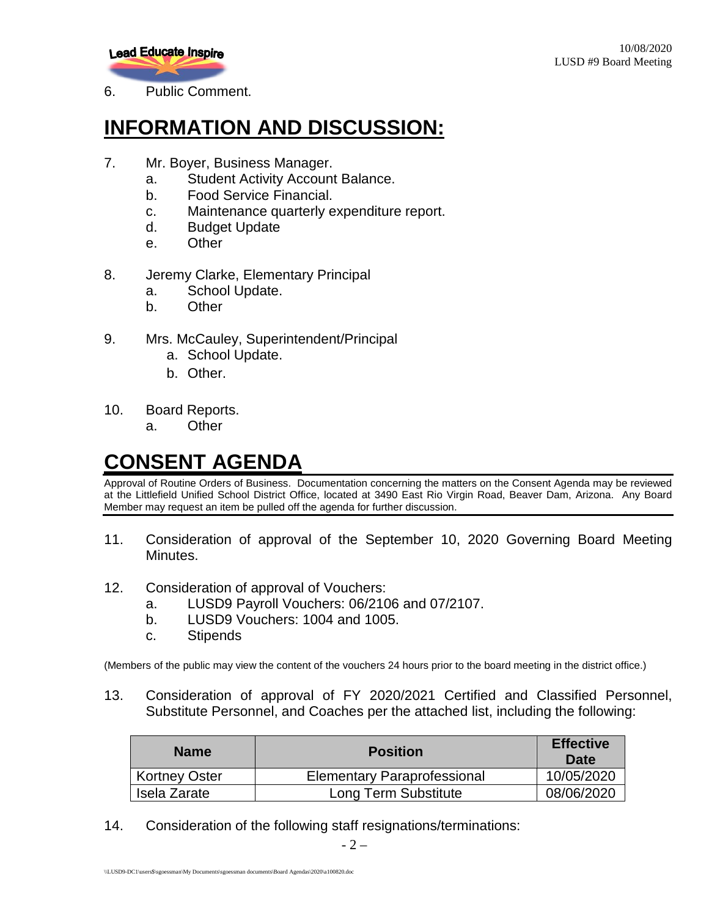6. Public Comment.

# INFORMATION AND DISCUSSION:

7. Mr. Boyer, Business Manager.
   a. Student Activity Account Balance.
   b. Food Service Financial.
   c. Maintenance quarterly expenditure report.
   d. Budget Update
   e. Other

8. Jeremy Clarke, Elementary Principal
   a. School Update.
   b. Other

9. Mrs. McCauley, Superintendent/Principal
   a. School Update.
   b. Other.

10. Board Reports.
    a. Other

# CONSENT AGENDA

Approval of Routine Orders of Business. Documentation concerning the matters on the Consent Agenda may be reviewed at the Littlefield Unified School District Office, located at 3490 East Rio Virgin Road, Beaver Dam, Arizona. Any Board Member may request an item be pulled off the agenda for further discussion.

11. Consideration of approval of the September 10, 2020 Governing Board Meeting Minutes.

12. Consideration of approval of Vouchers:
    a. LUSD9 Payroll Vouchers: 06/2106 and 07/2107.
    b. LUSD9 Vouchers: 1004 and 1005.
    c. Stipends

(Members of the public may view the content of the vouchers 24 hours prior to the board meeting in the district office.)

13. Consideration of approval of FY 2020/2021 Certified and Classified Personnel, Substitute Personnel, and Coaches per the attached list, including the following:

| Name | Position | Effective Date |
|---|---|---|
| Kortney Oster | Elementary Paraprofessional | 10/05/2020 |
| Isela Zarate | Long Term Substitute | 08/06/2020 |

14. Consideration of the following staff resignations/terminations: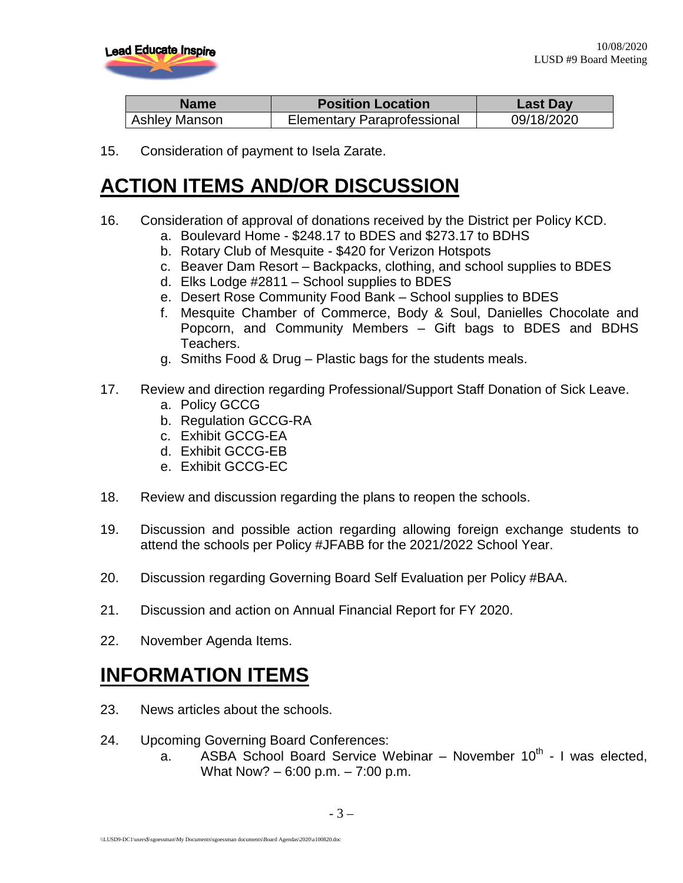| Name | Position Location | Last Day |
| --- | --- | --- |
| Ashley Manson | Elementary Paraprofessional | 09/18/2020 |

15. Consideration of payment to Isela Zarate.

## ACTION ITEMS AND/OR DISCUSSION

16. Consideration of approval of donations received by the District per Policy KCD.
    a. Boulevard Home - $248.17 to BDES and $273.17 to BDHS
    b. Rotary Club of Mesquite - $420 for Verizon Hotspots
    c. Beaver Dam Resort – Backpacks, clothing, and school supplies to BDES
    d. Elks Lodge #2811 – School supplies to BDES
    e. Desert Rose Community Food Bank – School supplies to BDES
    f. Mesquite Chamber of Commerce, Body & Soul, Danielles Chocolate and Popcorn, and Community Members – Gift bags to BDES and BDHS Teachers.
    g. Smiths Food & Drug – Plastic bags for the students meals.

17. Review and direction regarding Professional/Support Staff Donation of Sick Leave.
    a. Policy GCCG
    b. Regulation GCCG-RA
    c. Exhibit GCCG-EA
    d. Exhibit GCCG-EB
    e. Exhibit GCCG-EC

18. Review and discussion regarding the plans to reopen the schools.

19. Discussion and possible action regarding allowing foreign exchange students to attend the schools per Policy #JFABB for the 2021/2022 School Year.

20. Discussion regarding Governing Board Self Evaluation per Policy #BAA.

21. Discussion and action on Annual Financial Report for FY 2020.

22. November Agenda Items.

## INFORMATION ITEMS

23. News articles about the schools.

24. Upcoming Governing Board Conferences:
    a. ASBA School Board Service Webinar – November 10th - I was elected, What Now? – 6:00 p.m. – 7:00 p.m.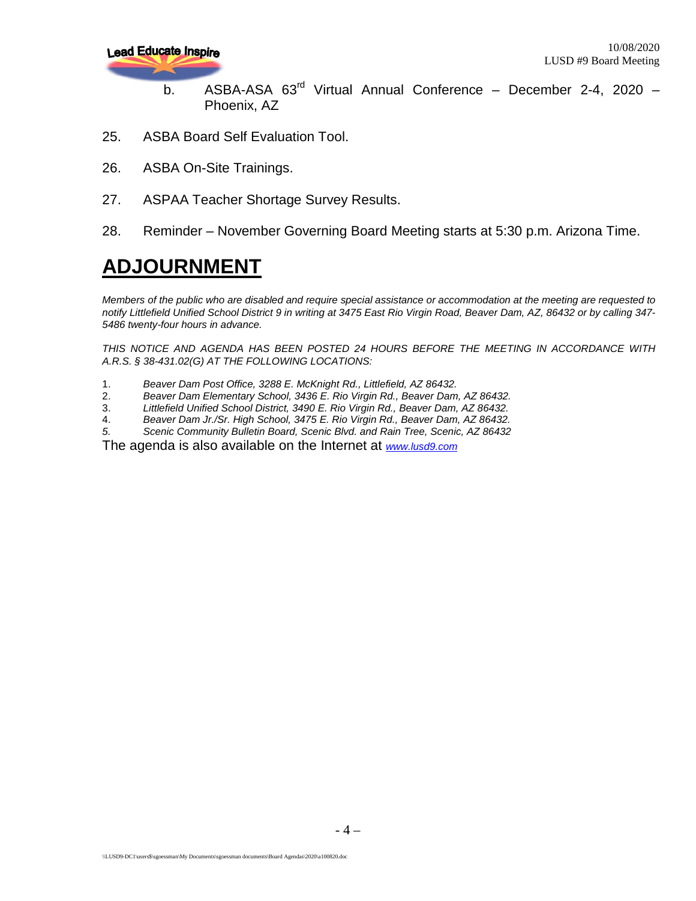b. ASBA-ASA 63rd Virtual Annual Conference – December 2-4, 2020 – Phoenix, AZ

25. ASBA Board Self Evaluation Tool.

26. ASBA On-Site Trainings.

27. ASPAA Teacher Shortage Survey Results.

28. Reminder – November Governing Board Meeting starts at 5:30 p.m. Arizona Time.

# ADJOURNMENT

*Members of the public who are disabled and require special assistance or accommodation at the meeting are requested to notify Littlefield Unified School District 9 in writing at 3475 East Rio Virgin Road, Beaver Dam, AZ, 86432 or by calling 347-5486 twenty-four hours in advance.*

*THIS NOTICE AND AGENDA HAS BEEN POSTED 24 HOURS BEFORE THE MEETING IN ACCORDANCE WITH A.R.S. § 38-431.02(G) AT THE FOLLOWING LOCATIONS:*

1. *Beaver Dam Post Office, 3288 E. McKnight Rd., Littlefield, AZ 86432.*
2. *Beaver Dam Elementary School, 3436 E. Rio Virgin Rd., Beaver Dam, AZ 86432.*
3. *Littlefield Unified School District, 3490 E. Rio Virgin Rd., Beaver Dam, AZ 86432.*
4. *Beaver Dam Jr./Sr. High School, 3475 E. Rio Virgin Rd., Beaver Dam, AZ 86432.*
5. *Scenic Community Bulletin Board, Scenic Blvd. and Rain Tree, Scenic, AZ 86432*

The agenda is also available on the Internet at *www.lusd9.com*

\\LUSD9-DC1\users$\sgoessman\My Documents\sgoessman documents\Board Agendas\2020\a100820.doc